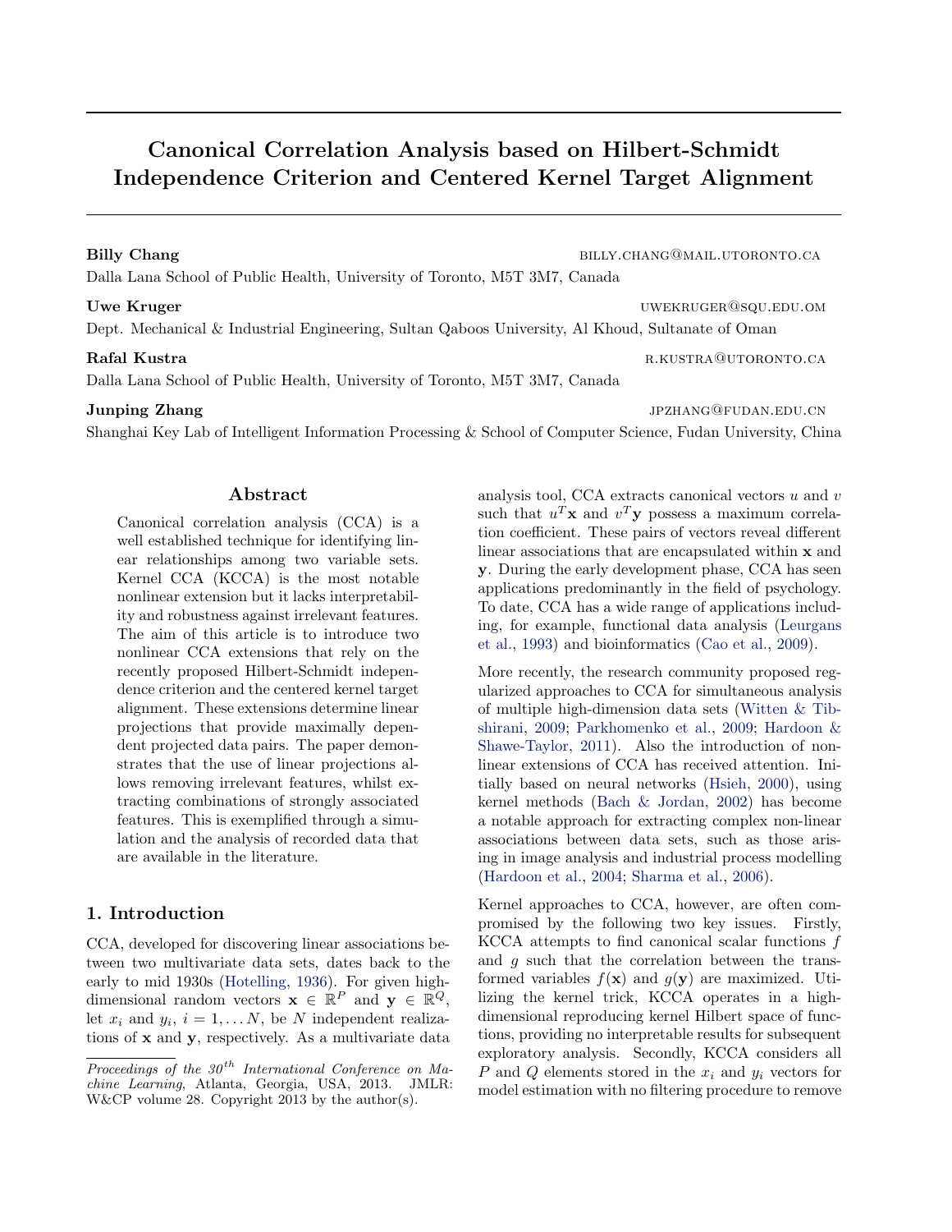# Canonical Correlation Analysis based on Hilbert-Schmidt Independence Criterion and Centered Kernel Target Alignment

**Billy Chang** billy.chang@mail.utoronto.ca
Dalla Lana School of Public Health, University of Toronto, M5T 3M7, Canada

**Uwe Kruger** uwekruger@squ.edu.om
Dept. Mechanical & Industrial Engineering, Sultan Qaboos University, Al Khoud, Sultanate of Oman

**Rafal Kustra** r.kustra@utoronto.ca
Dalla Lana School of Public Health, University of Toronto, M5T 3M7, Canada

**Junping Zhang** jpzhang@fudan.edu.cn
Shanghai Key Lab of Intelligent Information Processing & School of Computer Science, Fudan University, China

## Abstract

Canonical correlation analysis (CCA) is a well established technique for identifying linear relationships among two variable sets. Kernel CCA (KCCA) is the most notable nonlinear extension but it lacks interpretability and robustness against irrelevant features. The aim of this article is to introduce two nonlinear CCA extensions that rely on the recently proposed Hilbert-Schmidt independence criterion and the centered kernel target alignment. These extensions determine linear projections that provide maximally dependent projected data pairs. The paper demonstrates that the use of linear projections allows removing irrelevant features, whilst extracting combinations of strongly associated features. This is exemplified through a simulation and the analysis of recorded data that are available in the literature.

## 1. Introduction

CCA, developed for discovering linear associations between two multivariate data sets, dates back to the early to mid 1930s (Hotelling, 1936). For given high-dimensional random vectors $\mathbf{x} \in \mathbb{R}^P$ and $\mathbf{y} \in \mathbb{R}^Q$, let $x_i$ and $y_i$, $i = 1, \ldots N$, be $N$ independent realizations of $\mathbf{x}$ and $\mathbf{y}$, respectively. As a multivariate data analysis tool, CCA extracts canonical vectors $u$ and $v$ such that $u^T\mathbf{x}$ and $v^T\mathbf{y}$ possess a maximum correlation coefficient. These pairs of vectors reveal different linear associations that are encapsulated within $\mathbf{x}$ and $\mathbf{y}$. During the early development phase, CCA has seen applications predominantly in the field of psychology. To date, CCA has a wide range of applications including, for example, functional data analysis (Leurgans et al., 1993) and bioinformatics (Cao et al., 2009).

More recently, the research community proposed regularized approaches to CCA for simultaneous analysis of multiple high-dimension data sets (Witten & Tibshirani, 2009; Parkhomenko et al., 2009; Hardoon & Shawe-Taylor, 2011). Also the introduction of nonlinear extensions of CCA has received attention. Initially based on neural networks (Hsieh, 2000), using kernel methods (Bach & Jordan, 2002) has become a notable approach for extracting complex non-linear associations between data sets, such as those arising in image analysis and industrial process modelling (Hardoon et al., 2004; Sharma et al., 2006).

Kernel approaches to CCA, however, are often compromised by the following two key issues. Firstly, KCCA attempts to find canonical scalar functions $f$ and $g$ such that the correlation between the transformed variables $f(\mathbf{x})$ and $g(\mathbf{y})$ are maximized. Utilizing the kernel trick, KCCA operates in a high-dimensional reproducing kernel Hilbert space of functions, providing no interpretable results for subsequent exploratory analysis. Secondly, KCCA considers all $P$ and $Q$ elements stored in the $x_i$ and $y_i$ vectors for model estimation with no filtering procedure to remove

*Proceedings of the 30[th] International Conference on Machine Learning*, Atlanta, Georgia, USA, 2013. JMLR: W&CP volume 28. Copyright 2013 by the author(s).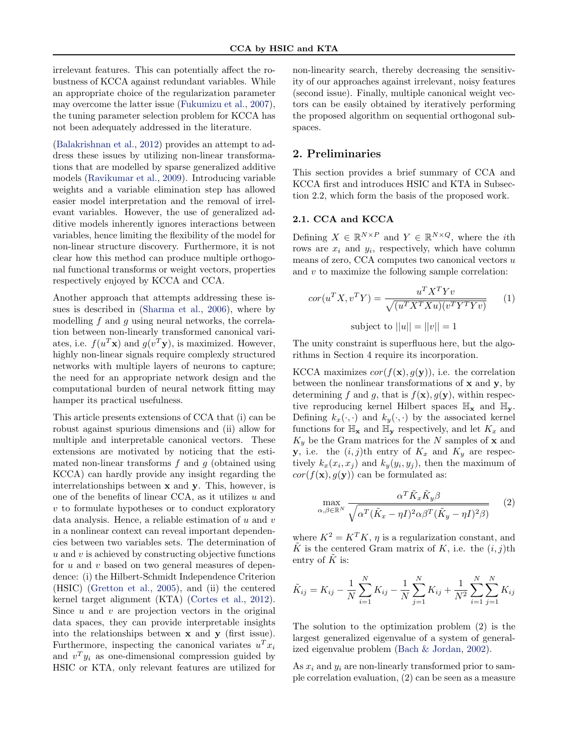irrelevant features. This can potentially affect the robustness of KCCA against redundant variables. While an appropriate choice of the regularization parameter may overcome the latter issue (Fukumizu et al., 2007), the tuning parameter selection problem for KCCA has not been adequately addressed in the literature.

(Balakrishnan et al., 2012) provides an attempt to address these issues by utilizing non-linear transformations that are modelled by sparse generalized additive models (Ravikumar et al., 2009). Introducing variable weights and a variable elimination step has allowed easier model interpretation and the removal of irrelevant variables. However, the use of generalized additive models inherently ignores interactions between variables, hence limiting the flexibility of the model for non-linear structure discovery. Furthermore, it is not clear how this method can produce multiple orthogonal functional transforms or weight vectors, properties respectively enjoyed by KCCA and CCA.

Another approach that attempts addressing these issues is described in (Sharma et al., 2006), where by modelling $f$ and $g$ using neural networks, the correlation between non-linearly transformed canonical variates, i.e. $f(u^T\mathbf{x})$ and $g(v^T\mathbf{y})$, is maximized. However, highly non-linear signals require complexly structured networks with multiple layers of neurons to capture; the need for an appropriate network design and the computational burden of neural network fitting may hamper its practical usefulness.

This article presents extensions of CCA that (i) can be robust against spurious dimensions and (ii) allow for multiple and interpretable canonical vectors. These extensions are motivated by noticing that the estimated non-linear transforms $f$ and $g$ (obtained using KCCA) can hardly provide any insight regarding the interrelationships between $\mathbf{x}$ and $\mathbf{y}$. This, however, is one of the benefits of linear CCA, as it utilizes $u$ and $v$ to formulate hypotheses or to conduct exploratory data analysis. Hence, a reliable estimation of $u$ and $v$ in a nonlinear context can reveal important dependencies between two variables sets. The determination of $u$ and $v$ is achieved by constructing objective functions for $u$ and $v$ based on two general measures of dependence: (i) the Hilbert-Schmidt Independence Criterion (HSIC) (Gretton et al., 2005), and (ii) the centered kernel target alignment (KTA) (Cortes et al., 2012). Since $u$ and $v$ are projection vectors in the original data spaces, they can provide interpretable insights into the relationships between $\mathbf{x}$ and $\mathbf{y}$ (first issue). Furthermore, inspecting the canonical variates $u^Tx_i$ and $v^Ty_i$ as one-dimensional compression guided by HSIC or KTA, only relevant features are utilized for non-linearity search, thereby decreasing the sensitivity of our approaches against irrelevant, noisy features (second issue). Finally, multiple canonical weight vectors can be easily obtained by iteratively performing the proposed algorithm on sequential orthogonal subspaces.

## 2. Preliminaries

This section provides a brief summary of CCA and KCCA first and introduces HSIC and KTA in Subsection 2.2, which form the basis of the proposed work.

### 2.1. CCA and KCCA

Defining $X \in \mathbb{R}^{N\times P}$ and $Y \in \mathbb{R}^{N\times Q}$, where the $i$th rows are $x_i$ and $y_i$, respectively, which have column means of zero, CCA computes two canonical vectors $u$ and $v$ to maximize the following sample correlation:

$$cor(u^TX, v^TY) = \frac{u^TX^TYv}{\sqrt{(u^TX^TXu)(v^TY^TYv)}} \tag{1}$$

$$\text{subject to } ||u|| = ||v|| = 1$$

The unity constraint is superfluous here, but the algorithms in Section 4 require its incorporation.

KCCA maximizes $cor(f(\mathbf{x}), g(\mathbf{y}))$, i.e. the correlation between the nonlinear transformations of $\mathbf{x}$ and $\mathbf{y}$, by determining $f$ and $g$, that is $f(\mathbf{x}), g(\mathbf{y})$, within respective reproducing kernel Hilbert spaces $\mathbb{H}_{\mathbf{x}}$ and $\mathbb{H}_{\mathbf{y}}$. Defining $k_x(\cdot,\cdot)$ and $k_y(\cdot,\cdot)$ by the associated kernel functions for $\mathbb{H}_{\mathbf{x}}$ and $\mathbb{H}_{\mathbf{y}}$ respectively, and let $K_x$ and $K_y$ be the Gram matrices for the $N$ samples of $\mathbf{x}$ and $\mathbf{y}$, i.e. the $(i,j)$th entry of $K_x$ and $K_y$ are respectively $k_x(x_i, x_j)$ and $k_y(y_i, y_j)$, then the maximum of $cor(f(\mathbf{x}), g(\mathbf{y}))$ can be formulated as:

$$\max_{\alpha,\beta\in\mathbb{R}^N} \frac{\alpha^T\tilde{K}_x\tilde{K}_y\beta}{\sqrt{\alpha^T(\tilde{K}_x - \eta I)^2\alpha\beta^T(\tilde{K}_y - \eta I)^2\beta)}} \tag{2}$$

where $K^2 = K^TK$, $\eta$ is a regularization constant, and $\tilde{K}$ is the centered Gram matrix of $K$, i.e. the $(i,j)$th entry of $\tilde{K}$ is:

$$\tilde{K}_{ij} = K_{ij} - \frac{1}{N}\sum_{i=1}^{N}K_{ij} - \frac{1}{N}\sum_{j=1}^{N}K_{ij} + \frac{1}{N^2}\sum_{i=1}^{N}\sum_{j=1}^{N}K_{ij}$$

The solution to the optimization problem (2) is the largest generalized eigenvalue of a system of generalized eigenvalue problem (Bach & Jordan, 2002).

As $x_i$ and $y_i$ are non-linearly transformed prior to sample correlation evaluation, (2) can be seen as a measure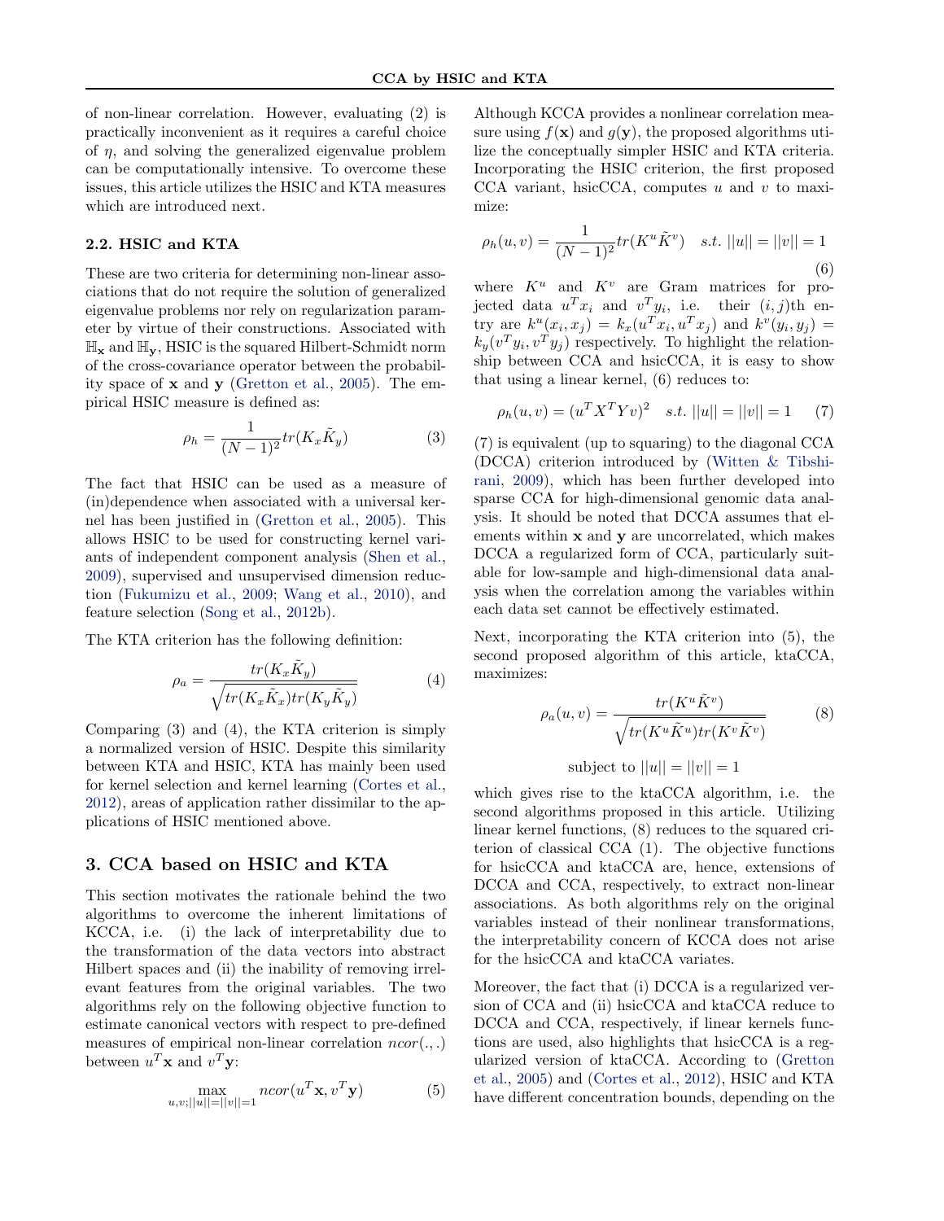of non-linear correlation. However, evaluating (2) is practically inconvenient as it requires a careful choice of $\eta$, and solving the generalized eigenvalue problem can be computationally intensive. To overcome these issues, this article utilizes the HSIC and KTA measures which are introduced next.

### 2.2. HSIC and KTA

These are two criteria for determining non-linear associations that do not require the solution of generalized eigenvalue problems nor rely on regularization parameter by virtue of their constructions. Associated with $\mathbb{H}_{\mathbf{x}}$ and $\mathbb{H}_{\mathbf{y}}$, HSIC is the squared Hilbert-Schmidt norm of the cross-covariance operator between the probability space of $\mathbf{x}$ and $\mathbf{y}$ (Gretton et al., 2005). The empirical HSIC measure is defined as:

$$\rho_h = \frac{1}{(N-1)^2} tr(K_x \tilde{K}_y) \tag{3}$$

The fact that HSIC can be used as a measure of (in)dependence when associated with a universal kernel has been justified in (Gretton et al., 2005). This allows HSIC to be used for constructing kernel variants of independent component analysis (Shen et al., 2009), supervised and unsupervised dimension reduction (Fukumizu et al., 2009; Wang et al., 2010), and feature selection (Song et al., 2012b).

The KTA criterion has the following definition:

$$\rho_a = \frac{tr(K_x \tilde{K}_y)}{\sqrt{tr(K_x \tilde{K}_x) tr(K_y \tilde{K}_y)}} \tag{4}$$

Comparing (3) and (4), the KTA criterion is simply a normalized version of HSIC. Despite this similarity between KTA and HSIC, KTA has mainly been used for kernel selection and kernel learning (Cortes et al., 2012), areas of application rather dissimilar to the applications of HSIC mentioned above.

## 3. CCA based on HSIC and KTA

This section motivates the rationale behind the two algorithms to overcome the inherent limitations of KCCA, i.e. (i) the lack of interpretability due to the transformation of the data vectors into abstract Hilbert spaces and (ii) the inability of removing irrelevant features from the original variables. The two algorithms rely on the following objective function to estimate canonical vectors with respect to pre-defined measures of empirical non-linear correlation $ncor(.,.)$ between $u^T\mathbf{x}$ and $v^T\mathbf{y}$:

$$\max_{u,v;||u||=||v||=1} ncor(u^T\mathbf{x}, v^T\mathbf{y}) \tag{5}$$

Although KCCA provides a nonlinear correlation measure using $f(\mathbf{x})$ and $g(\mathbf{y})$, the proposed algorithms utilize the conceptually simpler HSIC and KTA criteria. Incorporating the HSIC criterion, the first proposed CCA variant, hsicCCA, computes $u$ and $v$ to maximize:

$$\rho_h(u,v) = \frac{1}{(N-1)^2} tr(K^u \tilde{K}^v) \quad s.t. \ ||u|| = ||v|| = 1 \tag{6}$$

where $K^u$ and $K^v$ are Gram matrices for projected data $u^T x_i$ and $v^T y_i$, i.e. their $(i,j)$th entry are $k^u(x_i, x_j) = k_x(u^T x_i, u^T x_j)$ and $k^v(y_i, y_j) = k_y(v^T y_i, v^T y_j)$ respectively. To highlight the relationship between CCA and hsicCCA, it is easy to show that using a linear kernel, (6) reduces to:

$$\rho_h(u,v) = (u^T X^T Y v)^2 \quad s.t. \ ||u|| = ||v|| = 1 \tag{7}$$

(7) is equivalent (up to squaring) to the diagonal CCA (DCCA) criterion introduced by (Witten & Tibshirani, 2009), which has been further developed into sparse CCA for high-dimensional genomic data analysis. It should be noted that DCCA assumes that elements within $\mathbf{x}$ and $\mathbf{y}$ are uncorrelated, which makes DCCA a regularized form of CCA, particularly suitable for low-sample and high-dimensional data analysis when the correlation among the variables within each data set cannot be effectively estimated.

Next, incorporating the KTA criterion into (5), the second proposed algorithm of this article, ktaCCA, maximizes:

$$\rho_a(u,v) = \frac{tr(K^u \tilde{K}^v)}{\sqrt{tr(K^u \tilde{K}^u) tr(K^v \tilde{K}^v)}} \tag{8}$$

$$\text{subject to } ||u|| = ||v|| = 1$$

which gives rise to the ktaCCA algorithm, i.e. the second algorithms proposed in this article. Utilizing linear kernel functions, (8) reduces to the squared criterion of classical CCA (1). The objective functions for hsicCCA and ktaCCA are, hence, extensions of DCCA and CCA, respectively, to extract non-linear associations. As both algorithms rely on the original variables instead of their nonlinear transformations, the interpretability concern of KCCA does not arise for the hsicCCA and ktaCCA variates.

Moreover, the fact that (i) DCCA is a regularized version of CCA and (ii) hsicCCA and ktaCCA reduce to DCCA and CCA, respectively, if linear kernels functions are used, also highlights that hsicCCA is a regularized version of ktaCCA. According to (Gretton et al., 2005) and (Cortes et al., 2012), HSIC and KTA have different concentration bounds, depending on the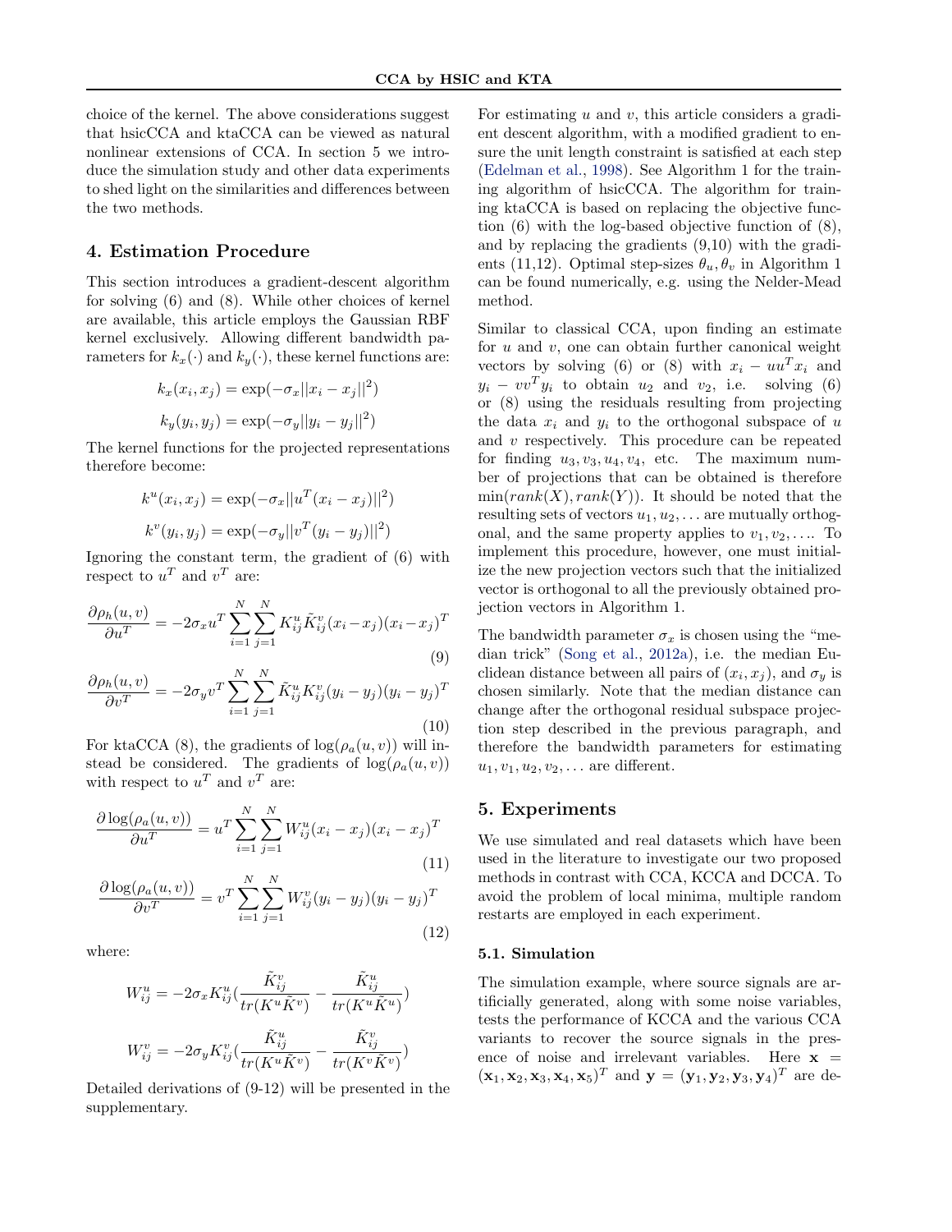choice of the kernel. The above considerations suggest that hsicCCA and ktaCCA can be viewed as natural nonlinear extensions of CCA. In section 5 we introduce the simulation study and other data experiments to shed light on the similarities and differences between the two methods.

## 4. Estimation Procedure

This section introduces a gradient-descent algorithm for solving (6) and (8). While other choices of kernel are available, this article employs the Gaussian RBF kernel exclusively. Allowing different bandwidth parameters for $k_x(\cdot)$ and $k_y(\cdot)$, these kernel functions are:

$$k_x(x_i, x_j) = \exp(-\sigma_x ||x_i - x_j||^2)$$

$$k_y(y_i, y_j) = \exp(-\sigma_y ||y_i - y_j||^2)$$

The kernel functions for the projected representations therefore become:

$$k^u(x_i, x_j) = \exp(-\sigma_x ||u^T(x_i - x_j)||^2)$$

$$k^v(y_i, y_j) = \exp(-\sigma_y ||v^T(y_i - y_j)||^2)$$

Ignoring the constant term, the gradient of (6) with respect to $u^T$ and $v^T$ are:

$$\frac{\partial \rho_h(u,v)}{\partial u^T} = -2\sigma_x u^T \sum_{i=1}^{N}\sum_{j=1}^{N} K_{ij}^u \tilde{K}_{ij}^v (x_i - x_j)(x_i - x_j)^T \tag{9}$$

$$\frac{\partial \rho_h(u,v)}{\partial v^T} = -2\sigma_y v^T \sum_{i=1}^{N}\sum_{j=1}^{N} \tilde{K}_{ij}^u K_{ij}^v (y_i - y_j)(y_i - y_j)^T \tag{10}$$

For ktaCCA (8), the gradients of $\log(\rho_a(u,v))$ will instead be considered. The gradients of $\log(\rho_a(u,v))$ with respect to $u^T$ and $v^T$ are:

$$\frac{\partial \log(\rho_a(u,v))}{\partial u^T} = u^T \sum_{i=1}^{N}\sum_{j=1}^{N} W_{ij}^u (x_i - x_j)(x_i - x_j)^T \tag{11}$$

$$\frac{\partial \log(\rho_a(u,v))}{\partial v^T} = v^T \sum_{i=1}^{N}\sum_{j=1}^{N} W_{ij}^v (y_i - y_j)(y_i - y_j)^T \tag{12}$$

where:

$$W_{ij}^u = -2\sigma_x K_{ij}^u \left(\frac{\tilde{K}_{ij}^v}{tr(K^u \tilde{K}^v)} - \frac{\tilde{K}_{ij}^u}{tr(K^u \tilde{K}^u)}\right)$$

$$W_{ij}^v = -2\sigma_y K_{ij}^v \left(\frac{\tilde{K}_{ij}^u}{tr(K^u \tilde{K}^v)} - \frac{\tilde{K}_{ij}^v}{tr(K^v \tilde{K}^v)}\right)$$

Detailed derivations of (9-12) will be presented in the supplementary.

For estimating $u$ and $v$, this article considers a gradient descent algorithm, with a modified gradient to ensure the unit length constraint is satisfied at each step (Edelman et al., 1998). See Algorithm 1 for the training algorithm of hsicCCA. The algorithm for training ktaCCA is based on replacing the objective function (6) with the log-based objective function of (8), and by replacing the gradients (9,10) with the gradients (11,12). Optimal step-sizes $\theta_u, \theta_v$ in Algorithm 1 can be found numerically, e.g. using the Nelder-Mead method.

Similar to classical CCA, upon finding an estimate for $u$ and $v$, one can obtain further canonical weight vectors by solving (6) or (8) with $x_i - uu^T x_i$ and $y_i - vv^T y_i$ to obtain $u_2$ and $v_2$, i.e. solving (6) or (8) using the residuals resulting from projecting the data $x_i$ and $y_i$ to the orthogonal subspace of $u$ and $v$ respectively. This procedure can be repeated for finding $u_3, v_3, u_4, v_4$, etc. The maximum number of projections that can be obtained is therefore $\min(rank(X), rank(Y))$. It should be noted that the resulting sets of vectors $u_1, u_2, \ldots$ are mutually orthogonal, and the same property applies to $v_1, v_2, \ldots$. To implement this procedure, however, one must initialize the new projection vectors such that the initialized vector is orthogonal to all the previously obtained projection vectors in Algorithm 1.

The bandwidth parameter $\sigma_x$ is chosen using the "median trick" (Song et al., 2012a), i.e. the median Euclidean distance between all pairs of $(x_i, x_j)$, and $\sigma_y$ is chosen similarly. Note that the median distance can change after the orthogonal residual subspace projection step described in the previous paragraph, and therefore the bandwidth parameters for estimating $u_1, v_1, u_2, v_2, \ldots$ are different.

## 5. Experiments

We use simulated and real datasets which have been used in the literature to investigate our two proposed methods in contrast with CCA, KCCA and DCCA. To avoid the problem of local minima, multiple random restarts are employed in each experiment.

### 5.1. Simulation

The simulation example, where source signals are artificially generated, along with some noise variables, tests the performance of KCCA and the various CCA variants to recover the source signals in the presence of noise and irrelevant variables. Here $\mathbf{x} = (\mathbf{x}_1, \mathbf{x}_2, \mathbf{x}_3, \mathbf{x}_4, \mathbf{x}_5)^T$ and $\mathbf{y} = (\mathbf{y}_1, \mathbf{y}_2, \mathbf{y}_3, \mathbf{y}_4)^T$ are de-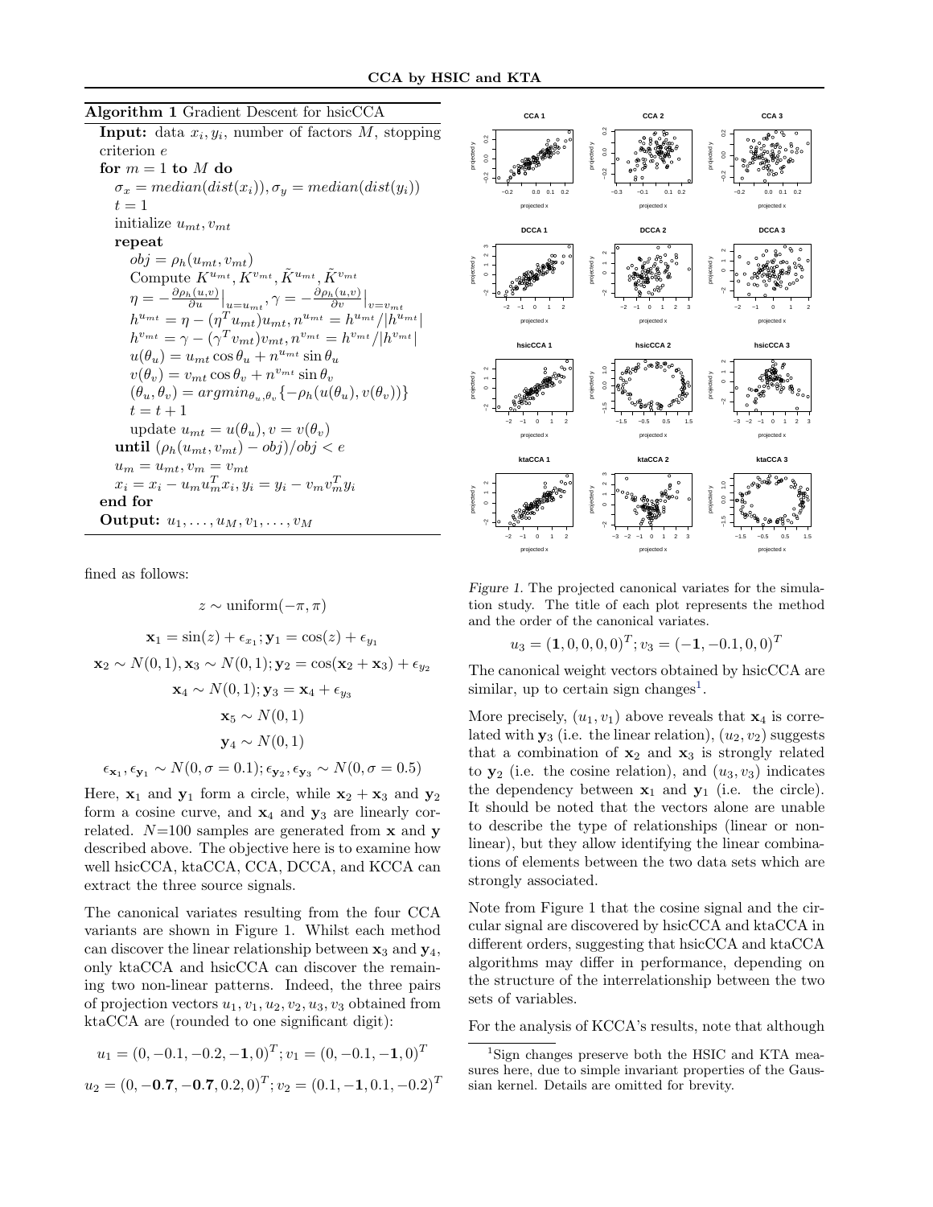**Algorithm 1** Gradient Descent for hsicCCA

**Input:** data $x_i, y_i$, number of factors $M$, stopping criterion $e$

**for** $m = 1$ **to** $M$ **do**

  $\sigma_x = median(dist(x_i)), \sigma_y = median(dist(y_i))$

  $t = 1$

  initialize $u_{mt}, v_{mt}$

  **repeat**

    $obj = \rho_h(u_{mt}, v_{mt})$

    Compute $K^{u_{mt}}, K^{v_{mt}}, \tilde{K}^{u_{mt}}, \tilde{K}^{v_{mt}}$

    $\eta = -\frac{\partial \rho_h(u,v)}{\partial u}\Big|_{u=u_{mt}}, \gamma = -\frac{\partial \rho_h(u,v)}{\partial v}\Big|_{v=v_{mt}}$

    $h^{u_{mt}} = \eta - (\eta^T u_{mt})u_{mt}, n^{u_{mt}} = h^{u_{mt}}/|h^{u_{mt}}|$

    $h^{v_{mt}} = \gamma - (\gamma^T v_{mt})v_{mt}, n^{v_{mt}} = h^{v_{mt}}/|h^{v_{mt}}|$

    $u(\theta_u) = u_{mt}\cos\theta_u + n^{u_{mt}}\sin\theta_u$

    $v(\theta_v) = v_{mt}\cos\theta_v + n^{v_{mt}}\sin\theta_v$

    $(\theta_u, \theta_v) = argmin_{\theta_u,\theta_v}\{-\rho_h(u(\theta_u), v(\theta_v))\}$

    $t = t + 1$

    update $u_{mt} = u(\theta_u), v = v(\theta_v)$

  **until** $(\rho_h(u_{mt}, v_{mt}) - obj)/obj < e$

  $u_m = u_{mt}, v_m = v_{mt}$

  $x_i = x_i - u_m u_m^T x_i, y_i = y_i - v_m v_m^T y_i$

**end for**

**Output:** $u_1, \ldots, u_M, v_1, \ldots, v_M$

fined as follows:

$$z \sim \text{uniform}(-\pi, \pi)$$

$$\mathbf{x}_1 = \sin(z) + \epsilon_{x_1}; \mathbf{y}_1 = \cos(z) + \epsilon_{y_1}$$

$$\mathbf{x}_2 \sim N(0,1), \mathbf{x}_3 \sim N(0,1); \mathbf{y}_2 = \cos(\mathbf{x}_2 + \mathbf{x}_3) + \epsilon_{y_2}$$

$$\mathbf{x}_4 \sim N(0,1); \mathbf{y}_3 = \mathbf{x}_4 + \epsilon_{y_3}$$

$$\mathbf{x}_5 \sim N(0,1)$$

$$\mathbf{y}_4 \sim N(0,1)$$

$$\epsilon_{\mathbf{x}_1}, \epsilon_{\mathbf{y}_1} \sim N(0, \sigma = 0.1); \epsilon_{\mathbf{y}_2}, \epsilon_{\mathbf{y}_3} \sim N(0, \sigma = 0.5)$$

Here, $\mathbf{x}_1$ and $\mathbf{y}_1$ form a circle, while $\mathbf{x}_2 + \mathbf{x}_3$ and $\mathbf{y}_2$ form a cosine curve, and $\mathbf{x}_4$ and $\mathbf{y}_3$ are linearly correlated. $N$=100 samples are generated from $\mathbf{x}$ and $\mathbf{y}$ described above. The objective here is to examine how well hsicCCA, ktaCCA, CCA, DCCA, and KCCA can extract the three source signals.

The canonical variates resulting from the four CCA variants are shown in Figure 1. Whilst each method can discover the linear relationship between $\mathbf{x}_3$ and $\mathbf{y}_4$, only ktaCCA and hsicCCA can discover the remaining two non-linear patterns. Indeed, the three pairs of projection vectors $u_1, v_1, u_2, v_2, u_3, v_3$ obtained from ktaCCA are (rounded to one significant digit):

$$u_1 = (0, -0.1, -0.2, -\mathbf{1}, 0)^T; v_1 = (0, -0.1, -\mathbf{1}, 0)^T$$

$$u_2 = (0, -\mathbf{0.7}, -\mathbf{0.7}, 0.2, 0)^T; v_2 = (0.1, -\mathbf{1}, 0.1, -0.2)^T$$

$$u_3 = (\mathbf{1}, 0, 0, 0, 0)^T; v_3 = (-\mathbf{1}, -0.1, 0, 0)^T$$

*Figure 1.* The projected canonical variates for the simulation study. The title of each plot represents the method and the order of the canonical variates.

The canonical weight vectors obtained by hsicCCA are similar, up to certain sign changes[1].

More precisely, $(u_1, v_1)$ above reveals that $\mathbf{x}_4$ is correlated with $\mathbf{y}_3$ (i.e. the linear relation), $(u_2, v_2)$ suggests that a combination of $\mathbf{x}_2$ and $\mathbf{x}_3$ is strongly related to $\mathbf{y}_2$ (i.e. the cosine relation), and $(u_3, v_3)$ indicates the dependency between $\mathbf{x}_1$ and $\mathbf{y}_1$ (i.e. the circle). It should be noted that the vectors alone are unable to describe the type of relationships (linear or non-linear), but they allow identifying the linear combinations of elements between the two data sets which are strongly associated.

Note from Figure 1 that the cosine signal and the circular signal are discovered by hsicCCA and ktaCCA in different orders, suggesting that hsicCCA and ktaCCA algorithms may differ in performance, depending on the structure of the interrelationship between the two sets of variables.

For the analysis of KCCA's results, note that although

[1] Sign changes preserve both the HSIC and KTA measures here, due to simple invariant properties of the Gaussian kernel. Details are omitted for brevity.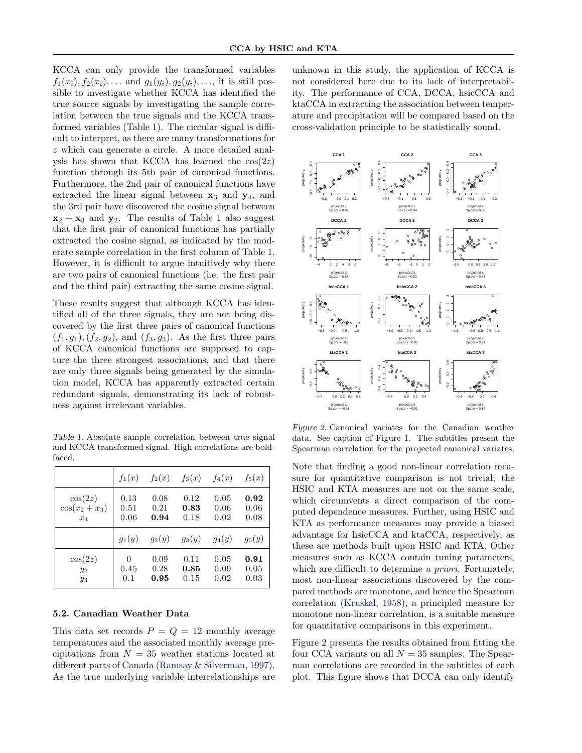KCCA can only provide the transformed variables $f_1(x_i), f_2(x_i), \ldots$ and $g_1(y_i), g_2(y_i), \ldots$, it is still possible to investigate whether KCCA has identified the true source signals by investigating the sample correlation between the true signals and the KCCA transformed variables (Table 1). The circular signal is difficult to interpret, as there are many transformations for $z$ which can generate a circle. A more detailed analysis has shown that KCCA has learned the $\cos(2z)$ function through its 5th pair of canonical functions. Furthermore, the 2nd pair of canonical functions have extracted the linear signal between $\mathbf{x}_3$ and $\mathbf{y}_4$, and the 3rd pair have discovered the cosine signal between $\mathbf{x}_2 + \mathbf{x}_3$ and $\mathbf{y}_2$. The results of Table 1 also suggest that the first pair of canonical functions have partially extracted the cosine signal, as indicated by the moderate sample correlation in the first column of Table 1. However, it is difficult to argue intuitively why there are two pairs of canonical functions (i.e. the first pair and the third pair) extracting the same cosine signal.

These results suggest that although KCCA has identified all of the three signals, they are not being discovered by the first three pairs of canonical functions $(f_1, g_1), (f_2, g_2)$, and $(f_3, g_3)$. As the first three pairs of KCCA canonical functions are supposed to capture the three strongest associations, and that there are only three signals being generated by the simulation model, KCCA has apparently extracted certain redundant signals, demonstrating its lack of robustness against irrelevant variables.

*Table 1.* Absolute sample correlation between true signal and KCCA transformed signal. High correlations are boldfaced.

| | $f_1(x)$ | $f_2(x)$ | $f_3(x)$ | $f_4(x)$ | $f_5(x)$ |
|---|---|---|---|---|---|
| $\cos(2z)$ | 0.13 | 0.08 | 0.12 | 0.05 | **0.92** |
| $\cos(x_2 + x_3)$ | 0.51 | 0.21 | **0.83** | 0.06 | 0.06 |
| $x_4$ | 0.06 | **0.94** | 0.18 | 0.02 | 0.08 |
| | $g_1(y)$ | $g_2(y)$ | $g_3(y)$ | $g_4(y)$ | $g_5(y)$ |
| $\cos(2z)$ | 0 | 0.09 | 0.11 | 0.05 | **0.91** |
| $y_2$ | 0.45 | 0.28 | **0.85** | 0.09 | 0.05 |
| $y_3$ | 0.1 | **0.95** | 0.15 | 0.02 | 0.03 |

## 5.2. Canadian Weather Data

This data set records $P = Q = 12$ monthly average temperatures and the associated monthly average precipitations from $N = 35$ weather stations located at different parts of Canada (Ramsay & Silverman, 1997). As the true underlying variable interrelationships are unknown in this study, the application of KCCA is not considered here due to its lack of interpretability. The performance of CCA, DCCA, hsicCCA and ktaCCA in extracting the association between temperature and precipitation will be compared based on the cross-validation principle to be statistically sound.

*Figure 2.* Canonical variates for the Canadian weather data. See caption of Figure 1. The subtitles present the Spearman correlation for the projected canonical variates.

Note that finding a good non-linear correlation measure for quantitative comparison is not trivial; the HSIC and KTA measures are not on the same scale, which circumvents a direct comparison of the computed dependence measures. Further, using HSIC and KTA as performance measures may provide a biased advantage for hsicCCA and ktaCCA, respectively, as these are methods built upon HSIC and KTA. Other measures such as KCCA contain tuning parameters, which are difficult to determine *a priori*. Fortunately, most non-linear associations discovered by the compared methods are monotone, and hence the Spearman correlation (Kruskal, 1958), a principled measure for monotone non-linear correlation, is a suitable measure for quantitative comparisons in this experiment.

Figure 2 presents the results obtained from fitting the four CCA variants on all $N = 35$ samples. The Spearman correlations are recorded in the subtitles of each plot. This figure shows that DCCA can only identify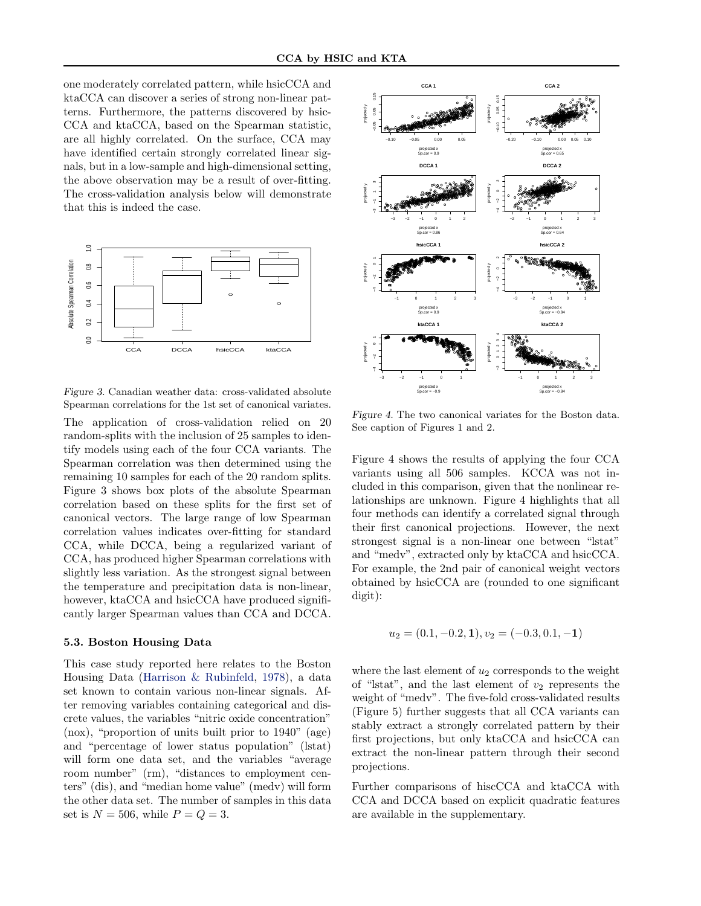one moderately correlated pattern, while hsicCCA and ktaCCA can discover a series of strong non-linear patterns. Furthermore, the patterns discovered by hsicCCA and ktaCCA, based on the Spearman statistic, are all highly correlated. On the surface, CCA may have identified certain strongly correlated linear signals, but in a low-sample and high-dimensional setting, the above observation may be a result of over-fitting. The cross-validation analysis below will demonstrate that this is indeed the case.

*Figure 3.* Canadian weather data: cross-validated absolute Spearman correlations for the 1st set of canonical variates.

The application of cross-validation relied on 20 random-splits with the inclusion of 25 samples to identify models using each of the four CCA variants. The Spearman correlation was then determined using the remaining 10 samples for each of the 20 random splits. Figure 3 shows box plots of the absolute Spearman correlation based on these splits for the first set of canonical vectors. The large range of low Spearman correlation values indicates over-fitting for standard CCA, while DCCA, being a regularized variant of CCA, has produced higher Spearman correlations with slightly less variation. As the strongest signal between the temperature and precipitation data is non-linear, however, ktaCCA and hsicCCA have produced significantly larger Spearman values than CCA and DCCA.

### 5.3. Boston Housing Data

This case study reported here relates to the Boston Housing Data (Harrison & Rubinfeld, 1978), a data set known to contain various non-linear signals. After removing variables containing categorical and discrete values, the variables "nitric oxide concentration" (nox), "proportion of units built prior to 1940" (age) and "percentage of lower status population" (lstat) will form one data set, and the variables "average room number" (rm), "distances to employment centers" (dis), and "median home value" (medv) will form the other data set. The number of samples in this data set is $N = 506$, while $P = Q = 3$.

*Figure 4.* The two canonical variates for the Boston data. See caption of Figures 1 and 2.

Figure 4 shows the results of applying the four CCA variants using all 506 samples. KCCA was not included in this comparison, given that the nonlinear relationships are unknown. Figure 4 highlights that all four methods can identify a correlated signal through their first canonical projections. However, the next strongest signal is a non-linear one between "lstat" and "medv", extracted only by ktaCCA and hsicCCA. For example, the 2nd pair of canonical weight vectors obtained by hsicCCA are (rounded to one significant digit):

$$u_2 = (0.1, -0.2, \mathbf{1}), v_2 = (-0.3, 0.1, -\mathbf{1})$$

where the last element of $u_2$ corresponds to the weight of "lstat", and the last element of $v_2$ represents the weight of "medv". The five-fold cross-validated results (Figure 5) further suggests that all CCA variants can stably extract a strongly correlated pattern by their first projections, but only ktaCCA and hsicCCA can extract the non-linear pattern through their second projections.

Further comparisons of hiscCCA and ktaCCA with CCA and DCCA based on explicit quadratic features are available in the supplementary.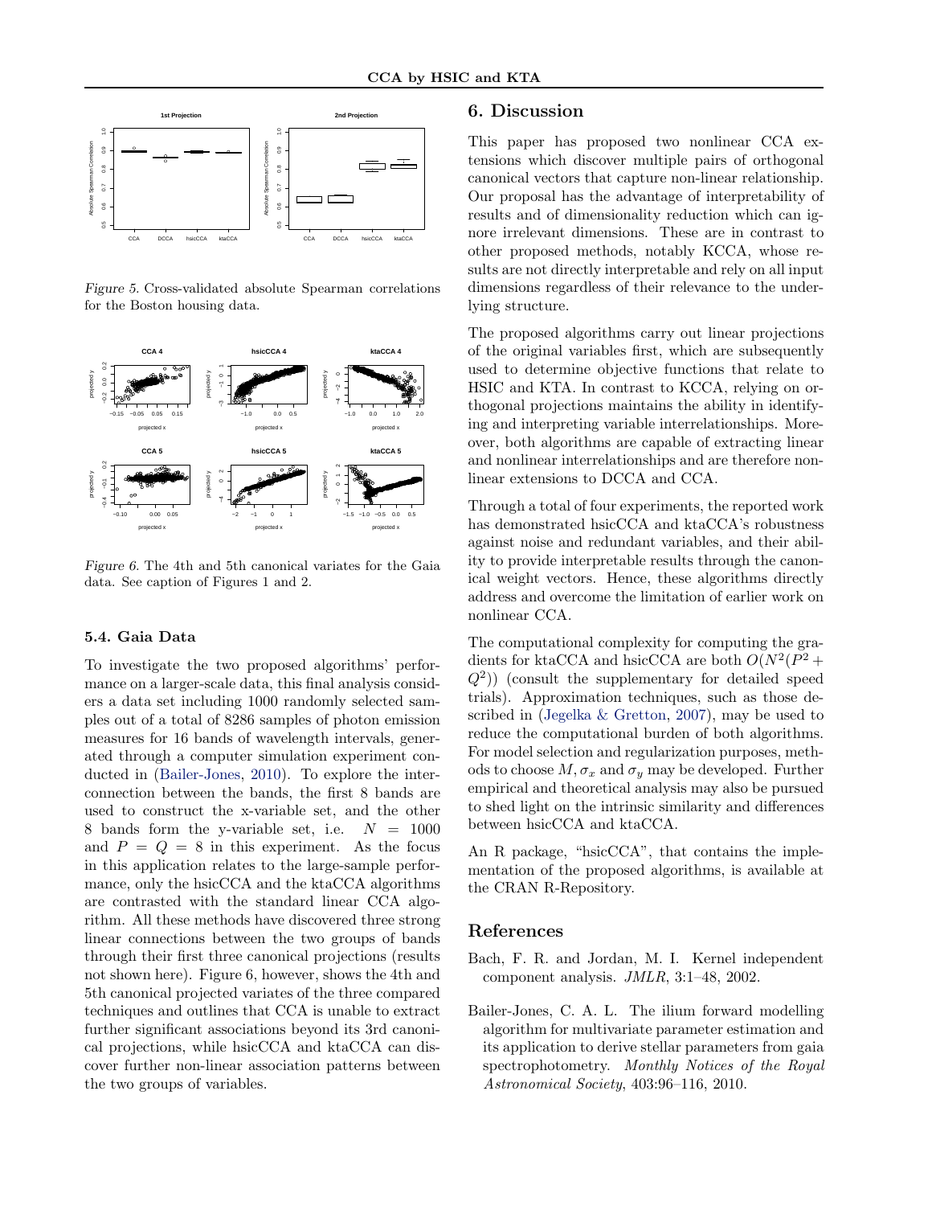Figure 5. Cross-validated absolute Spearman correlations for the Boston housing data.

Figure 6. The 4th and 5th canonical variates for the Gaia data. See caption of Figures 1 and 2.

### 5.4. Gaia Data

To investigate the two proposed algorithms' performance on a larger-scale data, this final analysis considers a data set including 1000 randomly selected samples out of a total of 8286 samples of photon emission measures for 16 bands of wavelength intervals, generated through a computer simulation experiment conducted in (Bailer-Jones, 2010). To explore the interconnection between the bands, the first 8 bands are used to construct the x-variable set, and the other 8 bands form the y-variable set, i.e. $N = 1000$ and $P = Q = 8$ in this experiment. As the focus in this application relates to the large-sample performance, only the hsicCCA and the ktaCCA algorithms are contrasted with the standard linear CCA algorithm. All these methods have discovered three strong linear connections between the two groups of bands through their first three canonical projections (results not shown here). Figure 6, however, shows the 4th and 5th canonical projected variates of the three compared techniques and outlines that CCA is unable to extract further significant associations beyond its 3rd canonical projections, while hsicCCA and ktaCCA can discover further non-linear association patterns between the two groups of variables.

## 6. Discussion

This paper has proposed two nonlinear CCA extensions which discover multiple pairs of orthogonal canonical vectors that capture non-linear relationship. Our proposal has the advantage of interpretability of results and of dimensionality reduction which can ignore irrelevant dimensions. These are in contrast to other proposed methods, notably KCCA, whose results are not directly interpretable and rely on all input dimensions regardless of their relevance to the underlying structure.

The proposed algorithms carry out linear projections of the original variables first, which are subsequently used to determine objective functions that relate to HSIC and KTA. In contrast to KCCA, relying on orthogonal projections maintains the ability in identifying and interpreting variable interrelationships. Moreover, both algorithms are capable of extracting linear and nonlinear interrelationships and are therefore nonlinear extensions to DCCA and CCA.

Through a total of four experiments, the reported work has demonstrated hsicCCA and ktaCCA's robustness against noise and redundant variables, and their ability to provide interpretable results through the canonical weight vectors. Hence, these algorithms directly address and overcome the limitation of earlier work on nonlinear CCA.

The computational complexity for computing the gradients for ktaCCA and hsicCCA are both $O(N^2(P^2 + Q^2))$ (consult the supplementary for detailed speed trials). Approximation techniques, such as those described in (Jegelka & Gretton, 2007), may be used to reduce the computational burden of both algorithms. For model selection and regularization purposes, methods to choose $M, \sigma_x$ and $\sigma_y$ may be developed. Further empirical and theoretical analysis may also be pursued to shed light on the intrinsic similarity and differences between hsicCCA and ktaCCA.

An R package, "hsicCCA", that contains the implementation of the proposed algorithms, is available at the CRAN R-Repository.

## References

Bach, F. R. and Jordan, M. I. Kernel independent component analysis. *JMLR*, 3:1–48, 2002.

Bailer-Jones, C. A. L. The ilium forward modelling algorithm for multivariate parameter estimation and its application to derive stellar parameters from gaia spectrophotometry. *Monthly Notices of the Royal Astronomical Society*, 403:96–116, 2010.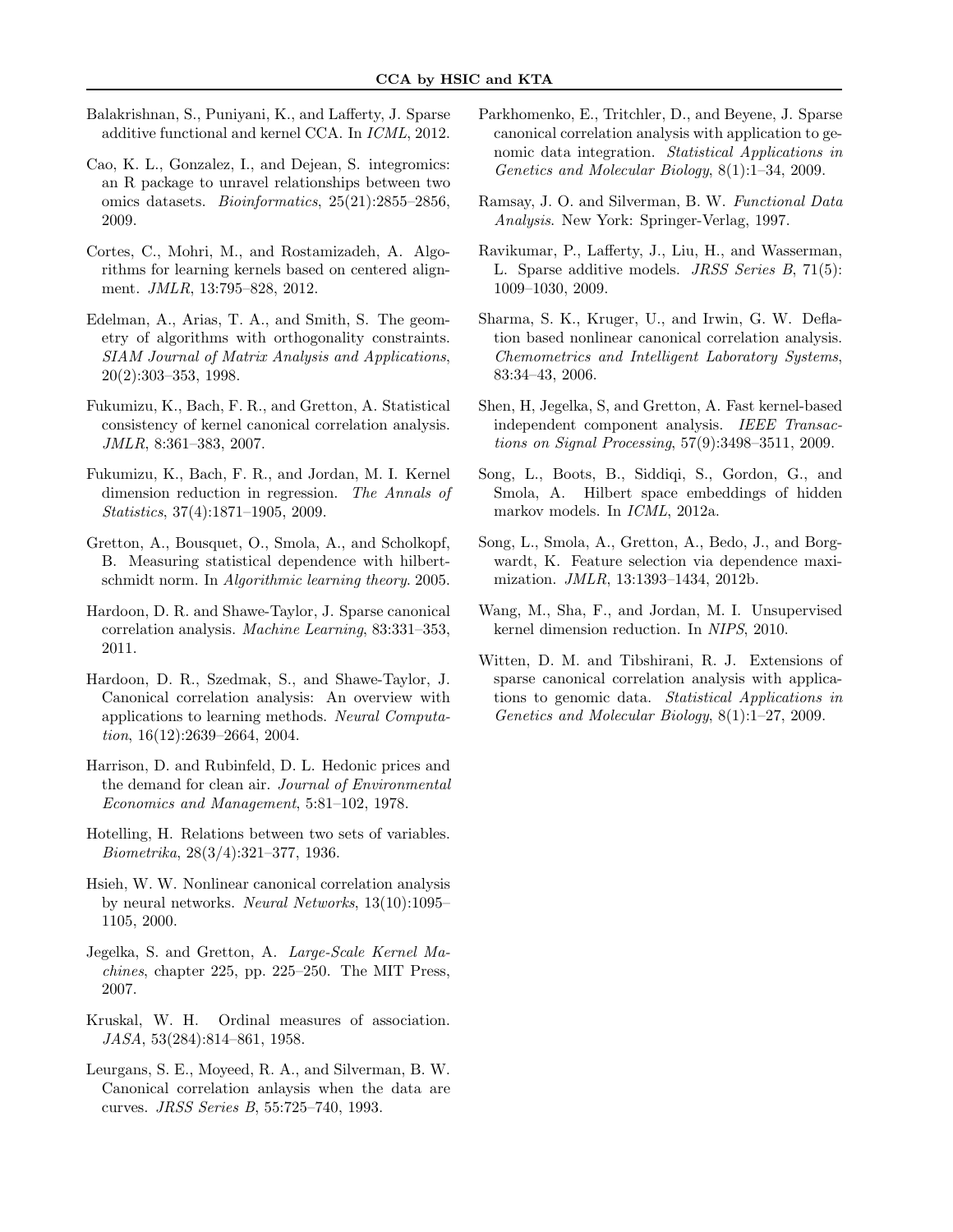Balakrishnan, S., Puniyani, K., and Lafferty, J. Sparse additive functional and kernel CCA. In *ICML*, 2012.

Cao, K. L., Gonzalez, I., and Dejean, S. integromics: an R package to unravel relationships between two omics datasets. *Bioinformatics*, 25(21):2855–2856, 2009.

Cortes, C., Mohri, M., and Rostamizadeh, A. Algorithms for learning kernels based on centered alignment. *JMLR*, 13:795–828, 2012.

Edelman, A., Arias, T. A., and Smith, S. The geometry of algorithms with orthogonality constraints. *SIAM Journal of Matrix Analysis and Applications*, 20(2):303–353, 1998.

Fukumizu, K., Bach, F. R., and Gretton, A. Statistical consistency of kernel canonical correlation analysis. *JMLR*, 8:361–383, 2007.

Fukumizu, K., Bach, F. R., and Jordan, M. I. Kernel dimension reduction in regression. *The Annals of Statistics*, 37(4):1871–1905, 2009.

Gretton, A., Bousquet, O., Smola, A., and Scholkopf, B. Measuring statistical dependence with hilbert-schmidt norm. In *Algorithmic learning theory*. 2005.

Hardoon, D. R. and Shawe-Taylor, J. Sparse canonical correlation analysis. *Machine Learning*, 83:331–353, 2011.

Hardoon, D. R., Szedmak, S., and Shawe-Taylor, J. Canonical correlation analysis: An overview with applications to learning methods. *Neural Computation*, 16(12):2639–2664, 2004.

Harrison, D. and Rubinfeld, D. L. Hedonic prices and the demand for clean air. *Journal of Environmental Economics and Management*, 5:81–102, 1978.

Hotelling, H. Relations between two sets of variables. *Biometrika*, 28(3/4):321–377, 1936.

Hsieh, W. W. Nonlinear canonical correlation analysis by neural networks. *Neural Networks*, 13(10):1095–1105, 2000.

Jegelka, S. and Gretton, A. *Large-Scale Kernel Machines*, chapter 225, pp. 225–250. The MIT Press, 2007.

Kruskal, W. H. Ordinal measures of association. *JASA*, 53(284):814–861, 1958.

Leurgans, S. E., Moyeed, R. A., and Silverman, B. W. Canonical correlation anlaysis when the data are curves. *JRSS Series B*, 55:725–740, 1993.

Parkhomenko, E., Tritchler, D., and Beyene, J. Sparse canonical correlation analysis with application to genomic data integration. *Statistical Applications in Genetics and Molecular Biology*, 8(1):1–34, 2009.

Ramsay, J. O. and Silverman, B. W. *Functional Data Analysis*. New York: Springer-Verlag, 1997.

Ravikumar, P., Lafferty, J., Liu, H., and Wasserman, L. Sparse additive models. *JRSS Series B*, 71(5): 1009–1030, 2009.

Sharma, S. K., Kruger, U., and Irwin, G. W. Deflation based nonlinear canonical correlation analysis. *Chemometrics and Intelligent Laboratory Systems*, 83:34–43, 2006.

Shen, H, Jegelka, S, and Gretton, A. Fast kernel-based independent component analysis. *IEEE Transactions on Signal Processing*, 57(9):3498–3511, 2009.

Song, L., Boots, B., Siddiqi, S., Gordon, G., and Smola, A. Hilbert space embeddings of hidden markov models. In *ICML*, 2012a.

Song, L., Smola, A., Gretton, A., Bedo, J., and Borgwardt, K. Feature selection via dependence maximization. *JMLR*, 13:1393–1434, 2012b.

Wang, M., Sha, F., and Jordan, M. I. Unsupervised kernel dimension reduction. In *NIPS*, 2010.

Witten, D. M. and Tibshirani, R. J. Extensions of sparse canonical correlation analysis with applications to genomic data. *Statistical Applications in Genetics and Molecular Biology*, 8(1):1–27, 2009.